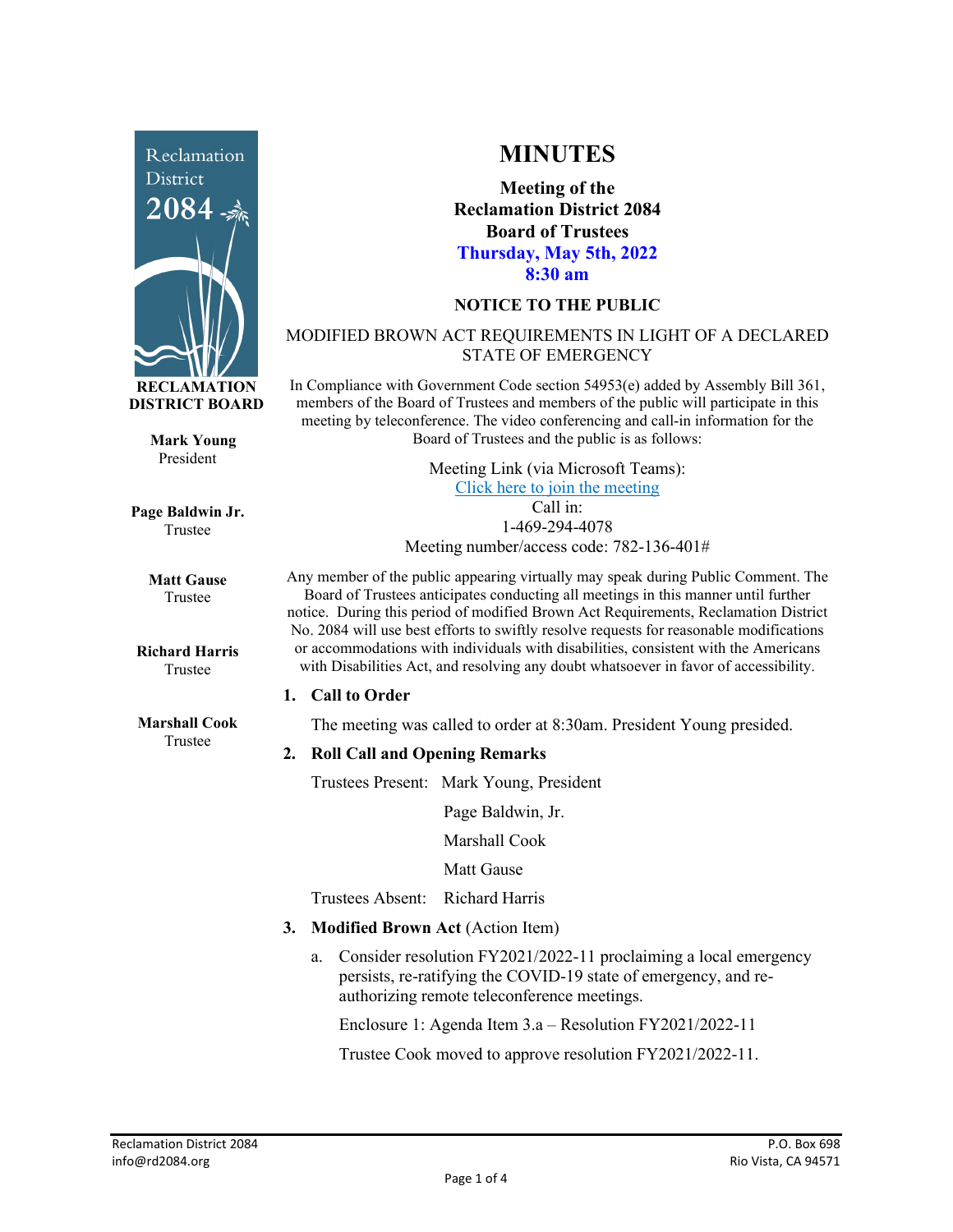# MINUTES

**Meeting of the Reclamation District 2084 Board of Trustees**
**Thursday, May 5th, 2022**
**8:30 am**

**RECLAMATION DISTRICT BOARD**

**Mark Young**
President

**Page Baldwin Jr.**
Trustee

**Matt Gause**
Trustee

**Richard Harris**
Trustee

**Marshall Cook**
Trustee

### NOTICE TO THE PUBLIC

MODIFIED BROWN ACT REQUIREMENTS IN LIGHT OF A DECLARED STATE OF EMERGENCY

In Compliance with Government Code section 54953(e) added by Assembly Bill 361, members of the Board of Trustees and members of the public will participate in this meeting by teleconference. The video conferencing and call-in information for the Board of Trustees and the public is as follows:

Meeting Link (via Microsoft Teams):
Click here to join the meeting
Call in:
1-469-294-4078
Meeting number/access code: 782-136-401#

Any member of the public appearing virtually may speak during Public Comment. The Board of Trustees anticipates conducting all meetings in this manner until further notice. During this period of modified Brown Act Requirements, Reclamation District No. 2084 will use best efforts to swiftly resolve requests for reasonable modifications or accommodations with individuals with disabilities, consistent with the Americans with Disabilities Act, and resolving any doubt whatsoever in favor of accessibility.

1. **Call to Order**

   The meeting was called to order at 8:30am. President Young presided.

2. **Roll Call and Opening Remarks**

   Trustees Present: Mark Young, President
   Page Baldwin, Jr.
   Marshall Cook
   Matt Gause

   Trustees Absent: Richard Harris

3. **Modified Brown Act** (Action Item)

   a. Consider resolution FY2021/2022-11 proclaiming a local emergency persists, re-ratifying the COVID-19 state of emergency, and re-authorizing remote teleconference meetings.

      Enclosure 1: Agenda Item 3.a – Resolution FY2021/2022-11

      Trustee Cook moved to approve resolution FY2021/2022-11.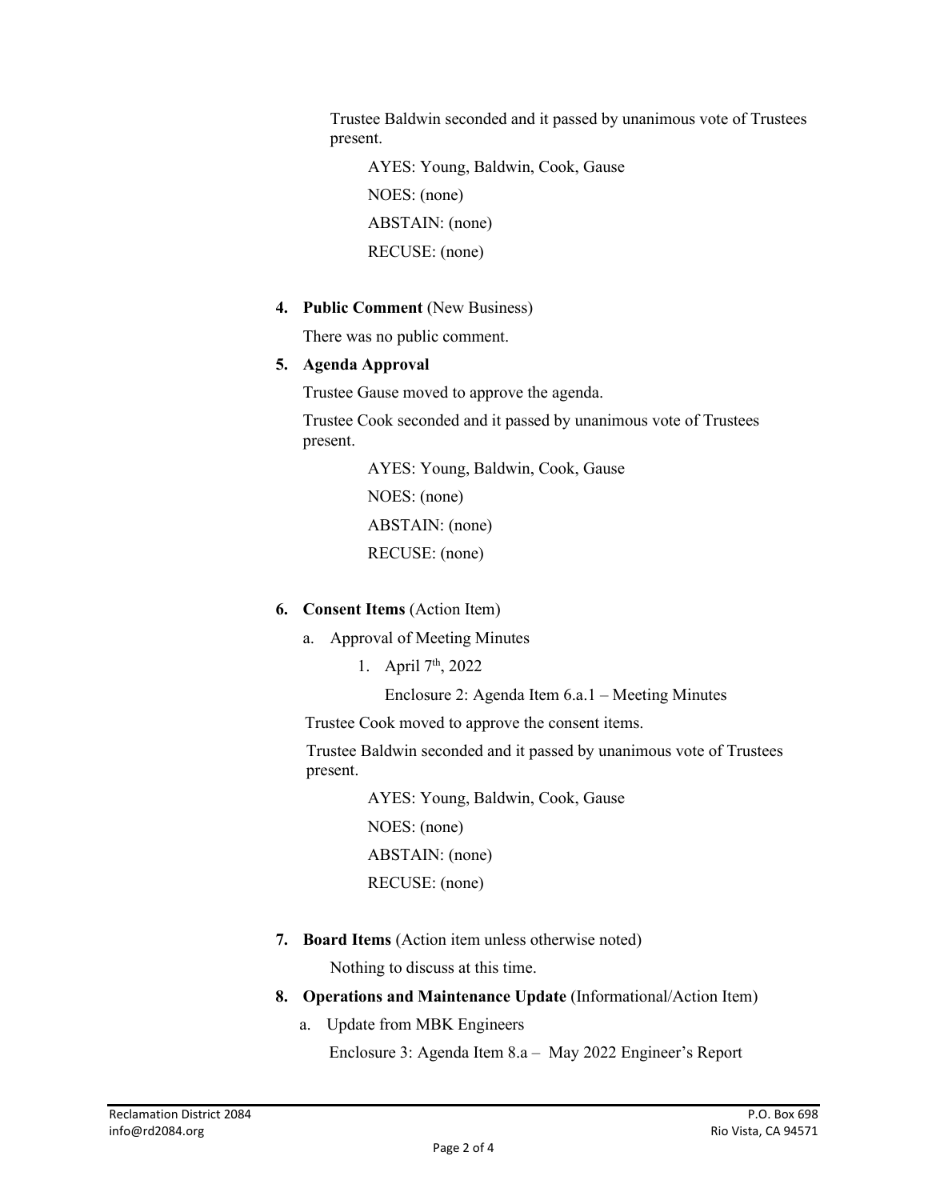Trustee Baldwin seconded and it passed by unanimous vote of Trustees present.

AYES: Young, Baldwin, Cook, Gause

NOES: (none)

ABSTAIN: (none)

RECUSE: (none)

4. **Public Comment** (New Business)

   There was no public comment.

5. **Agenda Approval**

   Trustee Gause moved to approve the agenda.

   Trustee Cook seconded and it passed by unanimous vote of Trustees present.

   AYES: Young, Baldwin, Cook, Gause

   NOES: (none)

   ABSTAIN: (none)

   RECUSE: (none)

6. **Consent Items** (Action Item)

   a. Approval of Meeting Minutes

      1. April 7th, 2022

         Enclosure 2: Agenda Item 6.a.1 – Meeting Minutes

   Trustee Cook moved to approve the consent items.

   Trustee Baldwin seconded and it passed by unanimous vote of Trustees present.

   AYES: Young, Baldwin, Cook, Gause

   NOES: (none)

   ABSTAIN: (none)

   RECUSE: (none)

7. **Board Items** (Action item unless otherwise noted)

   Nothing to discuss at this time.

8. **Operations and Maintenance Update** (Informational/Action Item)

   a. Update from MBK Engineers

      Enclosure 3: Agenda Item 8.a – May 2022 Engineer's Report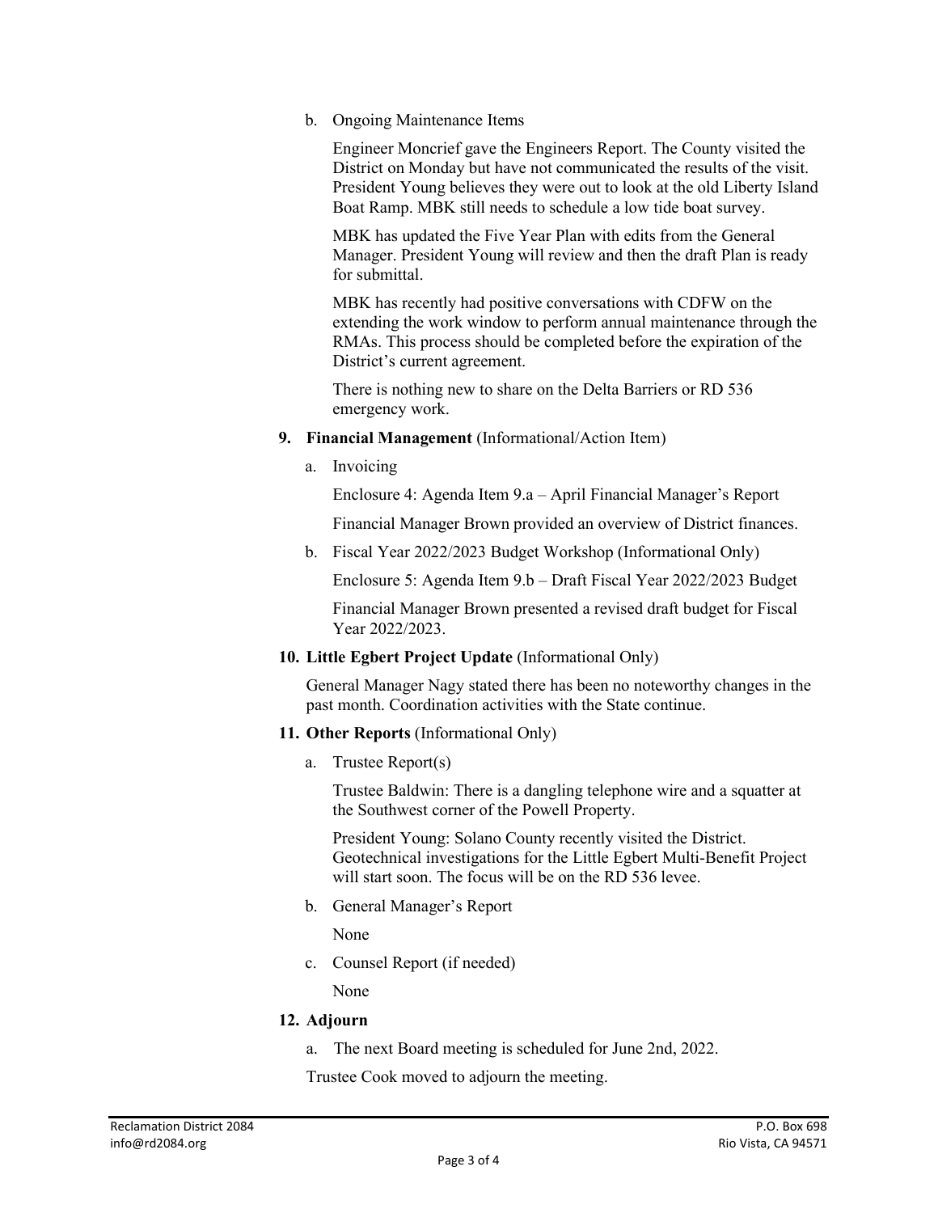b. Ongoing Maintenance Items

   Engineer Moncrief gave the Engineers Report. The County visited the District on Monday but have not communicated the results of the visit. President Young believes they were out to look at the old Liberty Island Boat Ramp. MBK still needs to schedule a low tide boat survey.

   MBK has updated the Five Year Plan with edits from the General Manager. President Young will review and then the draft Plan is ready for submittal.

   MBK has recently had positive conversations with CDFW on the extending the work window to perform annual maintenance through the RMAs. This process should be completed before the expiration of the District's current agreement.

   There is nothing new to share on the Delta Barriers or RD 536 emergency work.

**9. Financial Management** (Informational/Action Item)

   a. Invoicing

      Enclosure 4: Agenda Item 9.a – April Financial Manager's Report

      Financial Manager Brown provided an overview of District finances.

   b. Fiscal Year 2022/2023 Budget Workshop (Informational Only)

      Enclosure 5: Agenda Item 9.b – Draft Fiscal Year 2022/2023 Budget

      Financial Manager Brown presented a revised draft budget for Fiscal Year 2022/2023.

**10. Little Egbert Project Update** (Informational Only)

   General Manager Nagy stated there has been no noteworthy changes in the past month. Coordination activities with the State continue.

**11. Other Reports** (Informational Only)

   a. Trustee Report(s)

      Trustee Baldwin: There is a dangling telephone wire and a squatter at the Southwest corner of the Powell Property.

      President Young: Solano County recently visited the District. Geotechnical investigations for the Little Egbert Multi-Benefit Project will start soon. The focus will be on the RD 536 levee.

   b. General Manager's Report

      None

   c. Counsel Report (if needed)

      None

**12. Adjourn**

   a. The next Board meeting is scheduled for June 2nd, 2022.

   Trustee Cook moved to adjourn the meeting.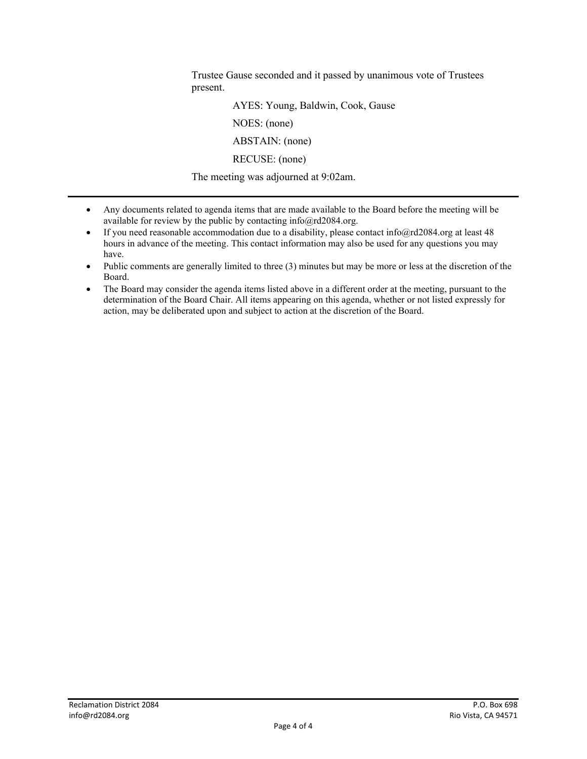Trustee Gause seconded and it passed by unanimous vote of Trustees present.

AYES: Young, Baldwin, Cook, Gause

NOES: (none)

ABSTAIN: (none)

RECUSE: (none)

The meeting was adjourned at 9:02am.

---

- Any documents related to agenda items that are made available to the Board before the meeting will be available for review by the public by contacting info@rd2084.org.
- If you need reasonable accommodation due to a disability, please contact info@rd2084.org at least 48 hours in advance of the meeting. This contact information may also be used for any questions you may have.
- Public comments are generally limited to three (3) minutes but may be more or less at the discretion of the Board.
- The Board may consider the agenda items listed above in a different order at the meeting, pursuant to the determination of the Board Chair. All items appearing on this agenda, whether or not listed expressly for action, may be deliberated upon and subject to action at the discretion of the Board.